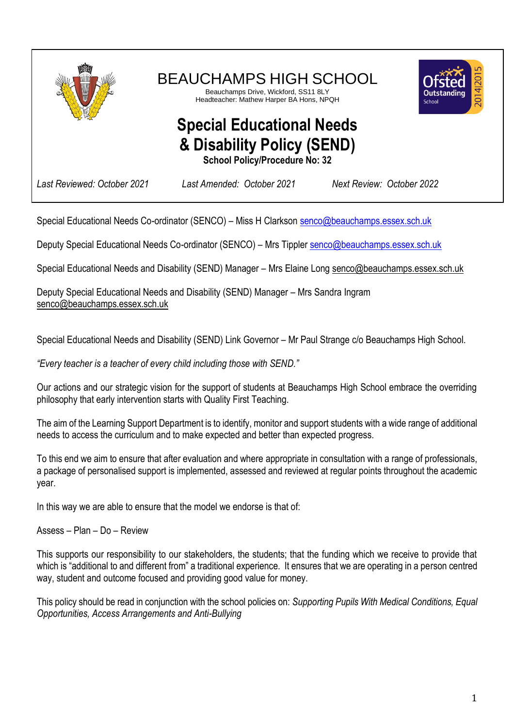# BEAUCHAMPS HIGH SCHOOL

Beauchamps Drive, Wickford, SS11 8LY
Headteacher: Mathew Harper BA Hons, NPQH

## Special Educational Needs & Disability Policy (SEND)

**School Policy/Procedure No: 32**

*Last Reviewed: October 2021* *Last Amended: October 2021* *Next Review: October 2022*

Special Educational Needs Co-ordinator (SENCO) – Miss H Clarkson senco@beauchamps.essex.sch.uk

Deputy Special Educational Needs Co-ordinator (SENCO) – Mrs Tippler senco@beauchamps.essex.sch.uk

Special Educational Needs and Disability (SEND) Manager – Mrs Elaine Long senco@beauchamps.essex.sch.uk

Deputy Special Educational Needs and Disability (SEND) Manager – Mrs Sandra Ingram senco@beauchamps.essex.sch.uk

Special Educational Needs and Disability (SEND) Link Governor – Mr Paul Strange c/o Beauchamps High School.

*"Every teacher is a teacher of every child including those with SEND."*

Our actions and our strategic vision for the support of students at Beauchamps High School embrace the overriding philosophy that early intervention starts with Quality First Teaching.

The aim of the Learning Support Department is to identify, monitor and support students with a wide range of additional needs to access the curriculum and to make expected and better than expected progress.

To this end we aim to ensure that after evaluation and where appropriate in consultation with a range of professionals, a package of personalised support is implemented, assessed and reviewed at regular points throughout the academic year.

In this way we are able to ensure that the model we endorse is that of:

Assess – Plan – Do – Review

This supports our responsibility to our stakeholders, the students; that the funding which we receive to provide that which is "additional to and different from" a traditional experience. It ensures that we are operating in a person centred way, student and outcome focused and providing good value for money.

This policy should be read in conjunction with the school policies on: *Supporting Pupils With Medical Conditions, Equal Opportunities, Access Arrangements and Anti-Bullying*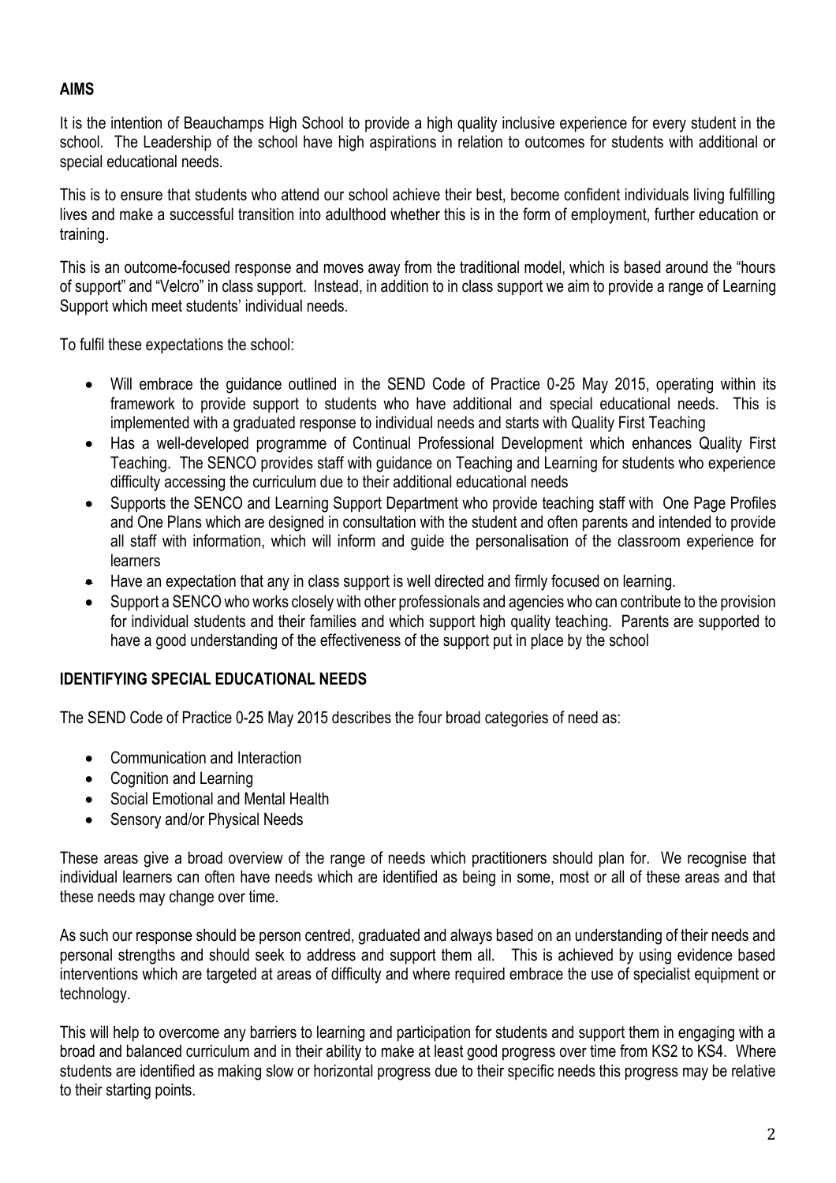## AIMS

It is the intention of Beauchamps High School to provide a high quality inclusive experience for every student in the school. The Leadership of the school have high aspirations in relation to outcomes for students with additional or special educational needs.

This is to ensure that students who attend our school achieve their best, become confident individuals living fulfilling lives and make a successful transition into adulthood whether this is in the form of employment, further education or training.

This is an outcome-focused response and moves away from the traditional model, which is based around the "hours of support" and "Velcro" in class support. Instead, in addition to in class support we aim to provide a range of Learning Support which meet students' individual needs.

To fulfil these expectations the school:

- Will embrace the guidance outlined in the SEND Code of Practice 0-25 May 2015, operating within its framework to provide support to students who have additional and special educational needs. This is implemented with a graduated response to individual needs and starts with Quality First Teaching
- Has a well-developed programme of Continual Professional Development which enhances Quality First Teaching. The SENCO provides staff with guidance on Teaching and Learning for students who experience difficulty accessing the curriculum due to their additional educational needs
- Supports the SENCO and Learning Support Department who provide teaching staff with One Page Profiles and One Plans which are designed in consultation with the student and often parents and intended to provide all staff with information, which will inform and guide the personalisation of the classroom experience for learners
- Have an expectation that any in class support is well directed and firmly focused on learning.
- Support a SENCO who works closely with other professionals and agencies who can contribute to the provision for individual students and their families and which support high quality teaching. Parents are supported to have a good understanding of the effectiveness of the support put in place by the school

## IDENTIFYING SPECIAL EDUCATIONAL NEEDS

The SEND Code of Practice 0-25 May 2015 describes the four broad categories of need as:

- Communication and Interaction
- Cognition and Learning
- Social Emotional and Mental Health
- Sensory and/or Physical Needs

These areas give a broad overview of the range of needs which practitioners should plan for. We recognise that individual learners can often have needs which are identified as being in some, most or all of these areas and that these needs may change over time.

As such our response should be person centred, graduated and always based on an understanding of their needs and personal strengths and should seek to address and support them all. This is achieved by using evidence based interventions which are targeted at areas of difficulty and where required embrace the use of specialist equipment or technology.

This will help to overcome any barriers to learning and participation for students and support them in engaging with a broad and balanced curriculum and in their ability to make at least good progress over time from KS2 to KS4. Where students are identified as making slow or horizontal progress due to their specific needs this progress may be relative to their starting points.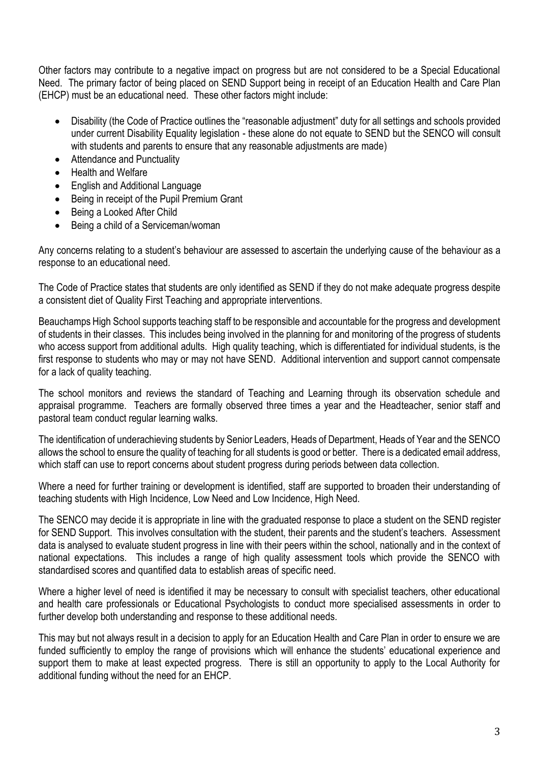Other factors may contribute to a negative impact on progress but are not considered to be a Special Educational Need. The primary factor of being placed on SEND Support being in receipt of an Education Health and Care Plan (EHCP) must be an educational need. These other factors might include:

- Disability (the Code of Practice outlines the "reasonable adjustment" duty for all settings and schools provided under current Disability Equality legislation - these alone do not equate to SEND but the SENCO will consult with students and parents to ensure that any reasonable adjustments are made)
- Attendance and Punctuality
- Health and Welfare
- English and Additional Language
- Being in receipt of the Pupil Premium Grant
- Being a Looked After Child
- Being a child of a Serviceman/woman

Any concerns relating to a student's behaviour are assessed to ascertain the underlying cause of the behaviour as a response to an educational need.

The Code of Practice states that students are only identified as SEND if they do not make adequate progress despite a consistent diet of Quality First Teaching and appropriate interventions.

Beauchamps High School supports teaching staff to be responsible and accountable for the progress and development of students in their classes. This includes being involved in the planning for and monitoring of the progress of students who access support from additional adults. High quality teaching, which is differentiated for individual students, is the first response to students who may or may not have SEND. Additional intervention and support cannot compensate for a lack of quality teaching.

The school monitors and reviews the standard of Teaching and Learning through its observation schedule and appraisal programme. Teachers are formally observed three times a year and the Headteacher, senior staff and pastoral team conduct regular learning walks.

The identification of underachieving students by Senior Leaders, Heads of Department, Heads of Year and the SENCO allows the school to ensure the quality of teaching for all students is good or better. There is a dedicated email address, which staff can use to report concerns about student progress during periods between data collection.

Where a need for further training or development is identified, staff are supported to broaden their understanding of teaching students with High Incidence, Low Need and Low Incidence, High Need.

The SENCO may decide it is appropriate in line with the graduated response to place a student on the SEND register for SEND Support. This involves consultation with the student, their parents and the student's teachers. Assessment data is analysed to evaluate student progress in line with their peers within the school, nationally and in the context of national expectations. This includes a range of high quality assessment tools which provide the SENCO with standardised scores and quantified data to establish areas of specific need.

Where a higher level of need is identified it may be necessary to consult with specialist teachers, other educational and health care professionals or Educational Psychologists to conduct more specialised assessments in order to further develop both understanding and response to these additional needs.

This may but not always result in a decision to apply for an Education Health and Care Plan in order to ensure we are funded sufficiently to employ the range of provisions which will enhance the students' educational experience and support them to make at least expected progress. There is still an opportunity to apply to the Local Authority for additional funding without the need for an EHCP.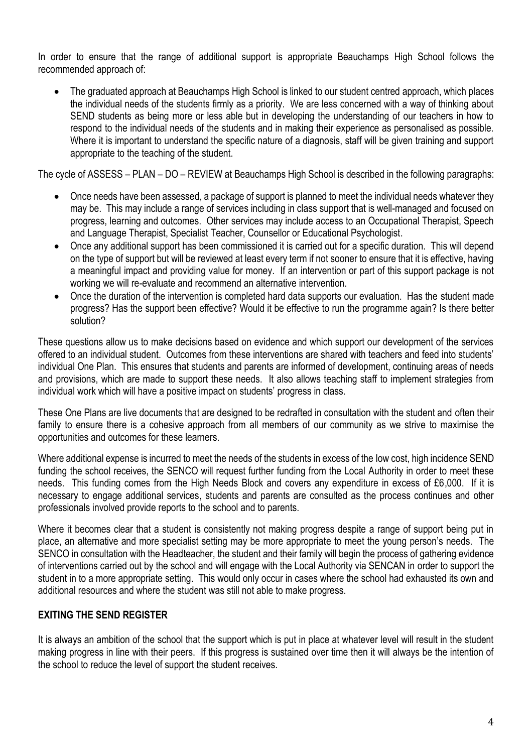In order to ensure that the range of additional support is appropriate Beauchamps High School follows the recommended approach of:

- The graduated approach at Beauchamps High School is linked to our student centred approach, which places the individual needs of the students firmly as a priority. We are less concerned with a way of thinking about SEND students as being more or less able but in developing the understanding of our teachers in how to respond to the individual needs of the students and in making their experience as personalised as possible. Where it is important to understand the specific nature of a diagnosis, staff will be given training and support appropriate to the teaching of the student.

The cycle of ASSESS – PLAN – DO – REVIEW at Beauchamps High School is described in the following paragraphs:

- Once needs have been assessed, a package of support is planned to meet the individual needs whatever they may be. This may include a range of services including in class support that is well-managed and focused on progress, learning and outcomes. Other services may include access to an Occupational Therapist, Speech and Language Therapist, Specialist Teacher, Counsellor or Educational Psychologist.
- Once any additional support has been commissioned it is carried out for a specific duration. This will depend on the type of support but will be reviewed at least every term if not sooner to ensure that it is effective, having a meaningful impact and providing value for money. If an intervention or part of this support package is not working we will re-evaluate and recommend an alternative intervention.
- Once the duration of the intervention is completed hard data supports our evaluation. Has the student made progress? Has the support been effective? Would it be effective to run the programme again? Is there better solution?

These questions allow us to make decisions based on evidence and which support our development of the services offered to an individual student. Outcomes from these interventions are shared with teachers and feed into students' individual One Plan. This ensures that students and parents are informed of development, continuing areas of needs and provisions, which are made to support these needs. It also allows teaching staff to implement strategies from individual work which will have a positive impact on students' progress in class.

These One Plans are live documents that are designed to be redrafted in consultation with the student and often their family to ensure there is a cohesive approach from all members of our community as we strive to maximise the opportunities and outcomes for these learners.

Where additional expense is incurred to meet the needs of the students in excess of the low cost, high incidence SEND funding the school receives, the SENCO will request further funding from the Local Authority in order to meet these needs. This funding comes from the High Needs Block and covers any expenditure in excess of £6,000. If it is necessary to engage additional services, students and parents are consulted as the process continues and other professionals involved provide reports to the school and to parents.

Where it becomes clear that a student is consistently not making progress despite a range of support being put in place, an alternative and more specialist setting may be more appropriate to meet the young person's needs. The SENCO in consultation with the Headteacher, the student and their family will begin the process of gathering evidence of interventions carried out by the school and will engage with the Local Authority via SENCAN in order to support the student in to a more appropriate setting. This would only occur in cases where the school had exhausted its own and additional resources and where the student was still not able to make progress.

## EXITING THE SEND REGISTER

It is always an ambition of the school that the support which is put in place at whatever level will result in the student making progress in line with their peers. If this progress is sustained over time then it will always be the intention of the school to reduce the level of support the student receives.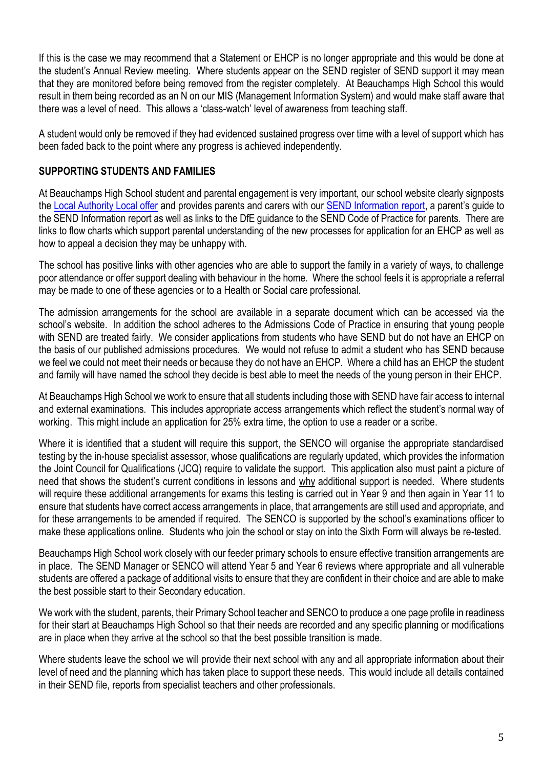If this is the case we may recommend that a Statement or EHCP is no longer appropriate and this would be done at the student's Annual Review meeting. Where students appear on the SEND register of SEND support it may mean that they are monitored before being removed from the register completely. At Beauchamps High School this would result in them being recorded as an N on our MIS (Management Information System) and would make staff aware that there was a level of need. This allows a 'class-watch' level of awareness from teaching staff.

A student would only be removed if they had evidenced sustained progress over time with a level of support which has been faded back to the point where any progress is achieved independently.

**SUPPORTING STUDENTS AND FAMILIES**

At Beauchamps High School student and parental engagement is very important, our school website clearly signposts the Local Authority Local offer and provides parents and carers with our SEND Information report, a parent's guide to the SEND Information report as well as links to the DfE guidance to the SEND Code of Practice for parents. There are links to flow charts which support parental understanding of the new processes for application for an EHCP as well as how to appeal a decision they may be unhappy with.

The school has positive links with other agencies who are able to support the family in a variety of ways, to challenge poor attendance or offer support dealing with behaviour in the home. Where the school feels it is appropriate a referral may be made to one of these agencies or to a Health or Social care professional.

The admission arrangements for the school are available in a separate document which can be accessed via the school's website. In addition the school adheres to the Admissions Code of Practice in ensuring that young people with SEND are treated fairly. We consider applications from students who have SEND but do not have an EHCP on the basis of our published admissions procedures. We would not refuse to admit a student who has SEND because we feel we could not meet their needs or because they do not have an EHCP. Where a child has an EHCP the student and family will have named the school they decide is best able to meet the needs of the young person in their EHCP.

At Beauchamps High School we work to ensure that all students including those with SEND have fair access to internal and external examinations. This includes appropriate access arrangements which reflect the student's normal way of working. This might include an application for 25% extra time, the option to use a reader or a scribe.

Where it is identified that a student will require this support, the SENCO will organise the appropriate standardised testing by the in-house specialist assessor, whose qualifications are regularly updated, which provides the information the Joint Council for Qualifications (JCQ) require to validate the support. This application also must paint a picture of need that shows the student's current conditions in lessons and why additional support is needed. Where students will require these additional arrangements for exams this testing is carried out in Year 9 and then again in Year 11 to ensure that students have correct access arrangements in place, that arrangements are still used and appropriate, and for these arrangements to be amended if required. The SENCO is supported by the school's examinations officer to make these applications online. Students who join the school or stay on into the Sixth Form will always be re-tested.

Beauchamps High School work closely with our feeder primary schools to ensure effective transition arrangements are in place. The SEND Manager or SENCO will attend Year 5 and Year 6 reviews where appropriate and all vulnerable students are offered a package of additional visits to ensure that they are confident in their choice and are able to make the best possible start to their Secondary education.

We work with the student, parents, their Primary School teacher and SENCO to produce a one page profile in readiness for their start at Beauchamps High School so that their needs are recorded and any specific planning or modifications are in place when they arrive at the school so that the best possible transition is made.

Where students leave the school we will provide their next school with any and all appropriate information about their level of need and the planning which has taken place to support these needs. This would include all details contained in their SEND file, reports from specialist teachers and other professionals.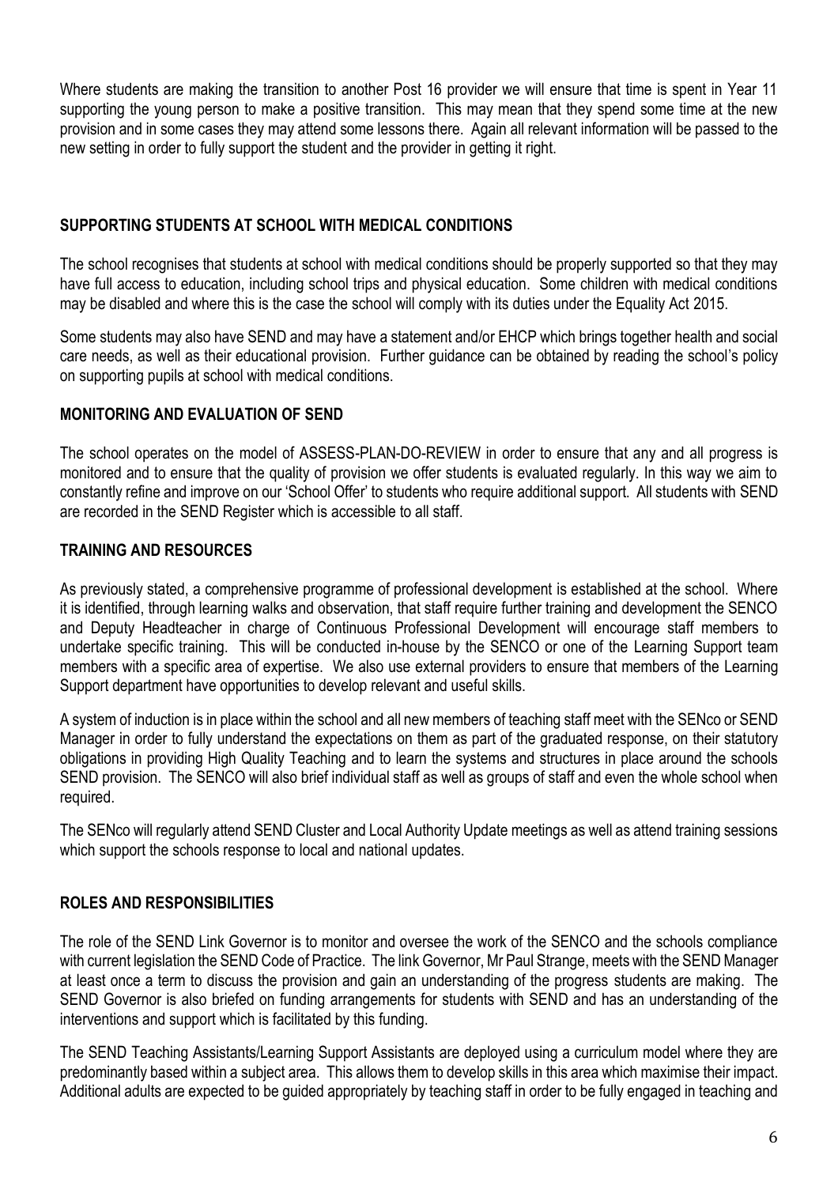Where students are making the transition to another Post 16 provider we will ensure that time is spent in Year 11 supporting the young person to make a positive transition. This may mean that they spend some time at the new provision and in some cases they may attend some lessons there. Again all relevant information will be passed to the new setting in order to fully support the student and the provider in getting it right.

## SUPPORTING STUDENTS AT SCHOOL WITH MEDICAL CONDITIONS

The school recognises that students at school with medical conditions should be properly supported so that they may have full access to education, including school trips and physical education. Some children with medical conditions may be disabled and where this is the case the school will comply with its duties under the Equality Act 2015.

Some students may also have SEND and may have a statement and/or EHCP which brings together health and social care needs, as well as their educational provision. Further guidance can be obtained by reading the school's policy on supporting pupils at school with medical conditions.

## MONITORING AND EVALUATION OF SEND

The school operates on the model of ASSESS-PLAN-DO-REVIEW in order to ensure that any and all progress is monitored and to ensure that the quality of provision we offer students is evaluated regularly. In this way we aim to constantly refine and improve on our 'School Offer' to students who require additional support. All students with SEND are recorded in the SEND Register which is accessible to all staff.

## TRAINING AND RESOURCES

As previously stated, a comprehensive programme of professional development is established at the school. Where it is identified, through learning walks and observation, that staff require further training and development the SENCO and Deputy Headteacher in charge of Continuous Professional Development will encourage staff members to undertake specific training. This will be conducted in-house by the SENCO or one of the Learning Support team members with a specific area of expertise. We also use external providers to ensure that members of the Learning Support department have opportunities to develop relevant and useful skills.

A system of induction is in place within the school and all new members of teaching staff meet with the SENco or SEND Manager in order to fully understand the expectations on them as part of the graduated response, on their statutory obligations in providing High Quality Teaching and to learn the systems and structures in place around the schools SEND provision. The SENCO will also brief individual staff as well as groups of staff and even the whole school when required.

The SENco will regularly attend SEND Cluster and Local Authority Update meetings as well as attend training sessions which support the schools response to local and national updates.

## ROLES AND RESPONSIBILITIES

The role of the SEND Link Governor is to monitor and oversee the work of the SENCO and the schools compliance with current legislation the SEND Code of Practice. The link Governor, Mr Paul Strange, meets with the SEND Manager at least once a term to discuss the provision and gain an understanding of the progress students are making. The SEND Governor is also briefed on funding arrangements for students with SEND and has an understanding of the interventions and support which is facilitated by this funding.

The SEND Teaching Assistants/Learning Support Assistants are deployed using a curriculum model where they are predominantly based within a subject area. This allows them to develop skills in this area which maximise their impact. Additional adults are expected to be guided appropriately by teaching staff in order to be fully engaged in teaching and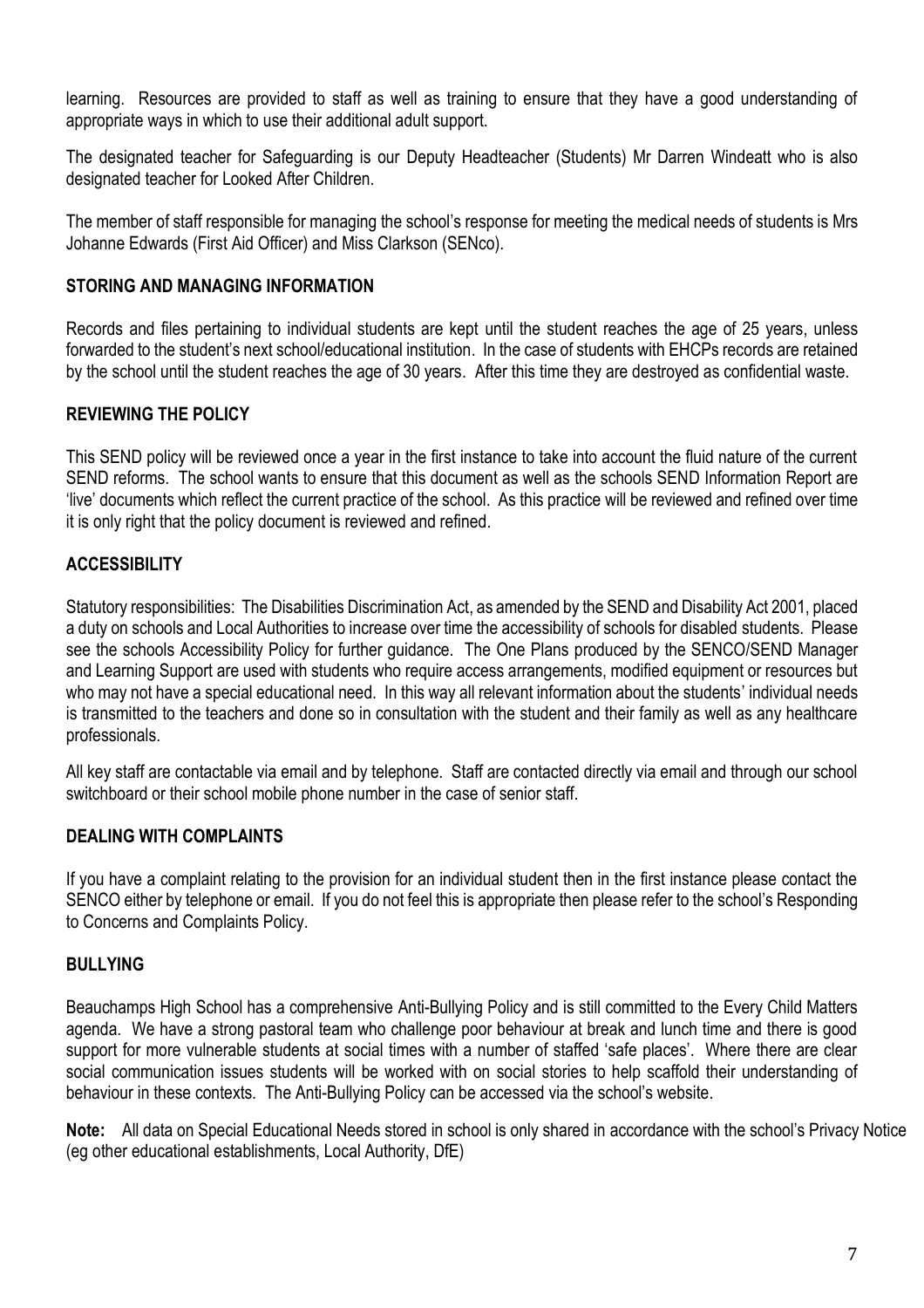learning. Resources are provided to staff as well as training to ensure that they have a good understanding of appropriate ways in which to use their additional adult support.

The designated teacher for Safeguarding is our Deputy Headteacher (Students) Mr Darren Windeatt who is also designated teacher for Looked After Children.

The member of staff responsible for managing the school's response for meeting the medical needs of students is Mrs Johanne Edwards (First Aid Officer) and Miss Clarkson (SENco).

## STORING AND MANAGING INFORMATION

Records and files pertaining to individual students are kept until the student reaches the age of 25 years, unless forwarded to the student's next school/educational institution. In the case of students with EHCPs records are retained by the school until the student reaches the age of 30 years. After this time they are destroyed as confidential waste.

## REVIEWING THE POLICY

This SEND policy will be reviewed once a year in the first instance to take into account the fluid nature of the current SEND reforms. The school wants to ensure that this document as well as the schools SEND Information Report are 'live' documents which reflect the current practice of the school. As this practice will be reviewed and refined over time it is only right that the policy document is reviewed and refined.

## ACCESSIBILITY

Statutory responsibilities: The Disabilities Discrimination Act, as amended by the SEND and Disability Act 2001, placed a duty on schools and Local Authorities to increase over time the accessibility of schools for disabled students. Please see the schools Accessibility Policy for further guidance. The One Plans produced by the SENCO/SEND Manager and Learning Support are used with students who require access arrangements, modified equipment or resources but who may not have a special educational need. In this way all relevant information about the students' individual needs is transmitted to the teachers and done so in consultation with the student and their family as well as any healthcare professionals.

All key staff are contactable via email and by telephone. Staff are contacted directly via email and through our school switchboard or their school mobile phone number in the case of senior staff.

## DEALING WITH COMPLAINTS

If you have a complaint relating to the provision for an individual student then in the first instance please contact the SENCO either by telephone or email. If you do not feel this is appropriate then please refer to the school's Responding to Concerns and Complaints Policy.

## BULLYING

Beauchamps High School has a comprehensive Anti-Bullying Policy and is still committed to the Every Child Matters agenda. We have a strong pastoral team who challenge poor behaviour at break and lunch time and there is good support for more vulnerable students at social times with a number of staffed 'safe places'. Where there are clear social communication issues students will be worked with on social stories to help scaffold their understanding of behaviour in these contexts. The Anti-Bullying Policy can be accessed via the school's website.

**Note:** All data on Special Educational Needs stored in school is only shared in accordance with the school's Privacy Notice (eg other educational establishments, Local Authority, DfE)